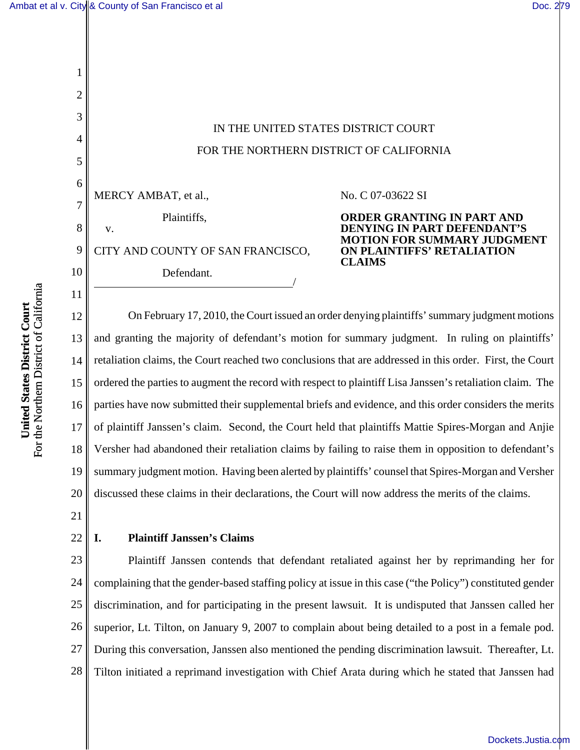IN THE UNITED STATES DISTRICT COURT

FOR THE NORTHERN DISTRICT OF CALIFORNIA

MERCY AMBAT, et al.,

Plaintiffs,

v.

CITY AND COUNTY OF SAN FRANCISCO,

Defendant.

/

No. C 07-03622 SI

**ORDER GRANTING IN PART AND DENYING IN PART DEFENDANT'S MOTION FOR SUMMARY JUDGMENT ON PLAINTIFFS' RETALIATION CLAIMS**

On February 17, 2010, the Court issued an order denying plaintiffs' summary judgment motions and granting the majority of defendant's motion for summary judgment. In ruling on plaintiffs' retaliation claims, the Court reached two conclusions that are addressed in this order. First, the Court ordered the parties to augment the record with respect to plaintiff Lisa Janssen's retaliation claim. The parties have now submitted their supplemental briefs and evidence, and this order considers the merits of plaintiff Janssen's claim. Second, the Court held that plaintiffs Mattie Spires-Morgan and Anjie Versher had abandoned their retaliation claims by failing to raise them in opposition to defendant's summary judgment motion. Having been alerted by plaintiffs' counsel that Spires-Morgan and Versher discussed these claims in their declarations, the Court will now address the merits of the claims.

## I. Plaintiff Janssen's Claims

Plaintiff Janssen contends that defendant retaliated against her by reprimanding her for complaining that the gender-based staffing policy at issue in this case ("the Policy") constituted gender discrimination, and for participating in the present lawsuit. It is undisputed that Janssen called her superior, Lt. Tilton, on January 9, 2007 to complain about being detailed to a post in a female pod. During this conversation, Janssen also mentioned the pending discrimination lawsuit. Thereafter, Lt. Tilton initiated a reprimand investigation with Chief Arata during which he stated that Janssen had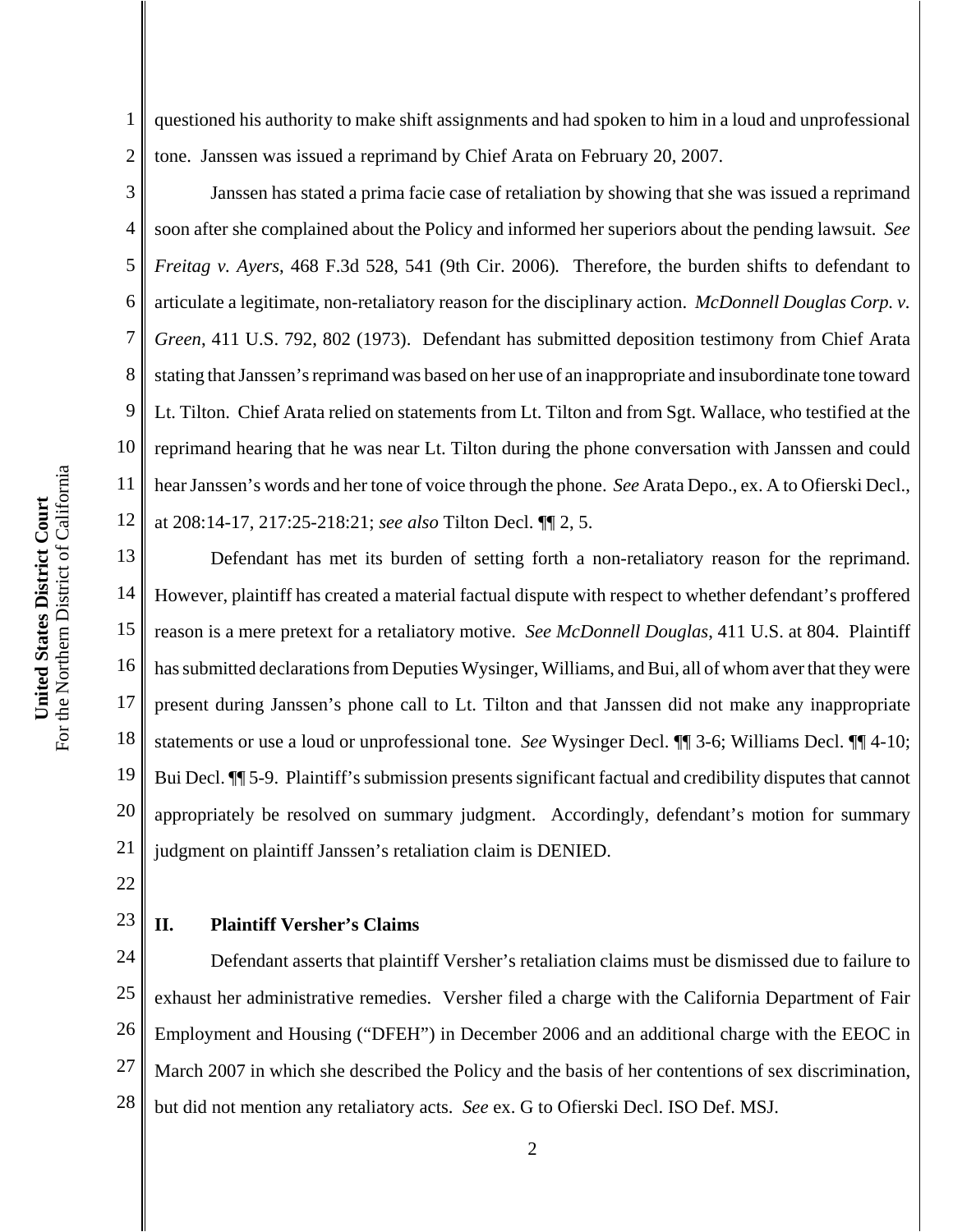questioned his authority to make shift assignments and had spoken to him in a loud and unprofessional tone. Janssen was issued a reprimand by Chief Arata on February 20, 2007.

Janssen has stated a prima facie case of retaliation by showing that she was issued a reprimand soon after she complained about the Policy and informed her superiors about the pending lawsuit. *See Freitag v. Ayers*, 468 F.3d 528, 541 (9th Cir. 2006). Therefore, the burden shifts to defendant to articulate a legitimate, non-retaliatory reason for the disciplinary action. *McDonnell Douglas Corp. v. Green*, 411 U.S. 792, 802 (1973). Defendant has submitted deposition testimony from Chief Arata stating that Janssen's reprimand was based on her use of an inappropriate and insubordinate tone toward Lt. Tilton. Chief Arata relied on statements from Lt. Tilton and from Sgt. Wallace, who testified at the reprimand hearing that he was near Lt. Tilton during the phone conversation with Janssen and could hear Janssen's words and her tone of voice through the phone. *See* Arata Depo., ex. A to Ofierski Decl., at 208:14-17, 217:25-218:21; *see also* Tilton Decl. ¶¶ 2, 5.

Defendant has met its burden of setting forth a non-retaliatory reason for the reprimand. However, plaintiff has created a material factual dispute with respect to whether defendant's proffered reason is a mere pretext for a retaliatory motive. *See McDonnell Douglas*, 411 U.S. at 804. Plaintiff has submitted declarations from Deputies Wysinger, Williams, and Bui, all of whom aver that they were present during Janssen's phone call to Lt. Tilton and that Janssen did not make any inappropriate statements or use a loud or unprofessional tone. *See* Wysinger Decl. ¶¶ 3-6; Williams Decl. ¶¶ 4-10; Bui Decl. ¶¶ 5-9. Plaintiff's submission presents significant factual and credibility disputes that cannot appropriately be resolved on summary judgment. Accordingly, defendant's motion for summary judgment on plaintiff Janssen's retaliation claim is DENIED.

## II. Plaintiff Versher's Claims

Defendant asserts that plaintiff Versher's retaliation claims must be dismissed due to failure to exhaust her administrative remedies. Versher filed a charge with the California Department of Fair Employment and Housing ("DFEH") in December 2006 and an additional charge with the EEOC in March 2007 in which she described the Policy and the basis of her contentions of sex discrimination, but did not mention any retaliatory acts. *See* ex. G to Ofierski Decl. ISO Def. MSJ.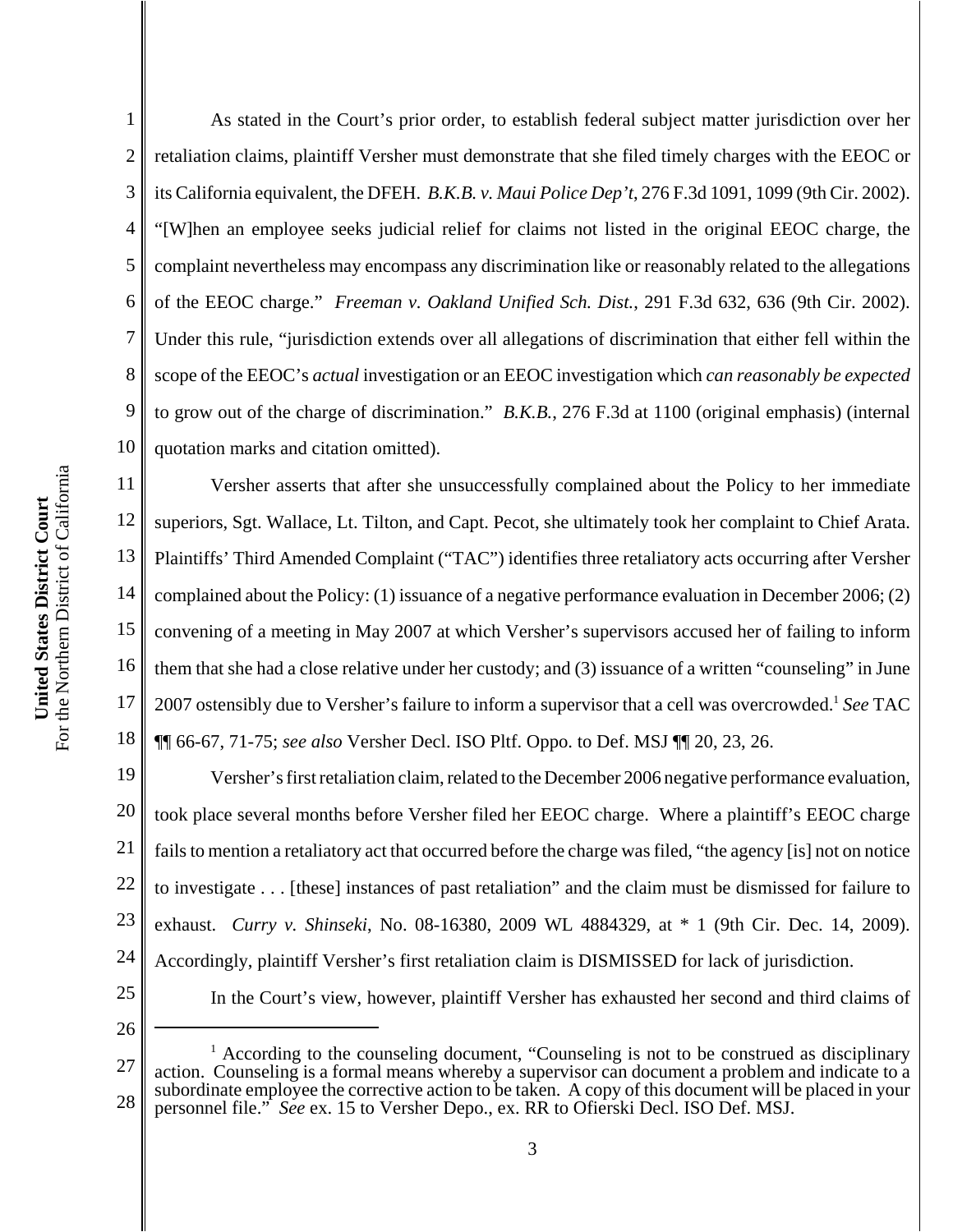As stated in the Court's prior order, to establish federal subject matter jurisdiction over her retaliation claims, plaintiff Versher must demonstrate that she filed timely charges with the EEOC or its California equivalent, the DFEH. *B.K.B. v. Maui Police Dep't*, 276 F.3d 1091, 1099 (9th Cir. 2002). "[W]hen an employee seeks judicial relief for claims not listed in the original EEOC charge, the complaint nevertheless may encompass any discrimination like or reasonably related to the allegations of the EEOC charge." *Freeman v. Oakland Unified Sch. Dist.*, 291 F.3d 632, 636 (9th Cir. 2002). Under this rule, "jurisdiction extends over all allegations of discrimination that either fell within the scope of the EEOC's *actual* investigation or an EEOC investigation which *can reasonably be expected* to grow out of the charge of discrimination." *B.K.B.*, 276 F.3d at 1100 (original emphasis) (internal quotation marks and citation omitted).

Versher asserts that after she unsuccessfully complained about the Policy to her immediate superiors, Sgt. Wallace, Lt. Tilton, and Capt. Pecot, she ultimately took her complaint to Chief Arata. Plaintiffs' Third Amended Complaint ("TAC") identifies three retaliatory acts occurring after Versher complained about the Policy: (1) issuance of a negative performance evaluation in December 2006; (2) convening of a meeting in May 2007 at which Versher's supervisors accused her of failing to inform them that she had a close relative under her custody; and (3) issuance of a written "counseling" in June 2007 ostensibly due to Versher's failure to inform a supervisor that a cell was overcrowded.[1] *See* TAC ¶¶ 66-67, 71-75; *see also* Versher Decl. ISO Pltf. Oppo. to Def. MSJ ¶¶ 20, 23, 26.

Versher's first retaliation claim, related to the December 2006 negative performance evaluation, took place several months before Versher filed her EEOC charge. Where a plaintiff's EEOC charge fails to mention a retaliatory act that occurred before the charge was filed, "the agency [is] not on notice to investigate . . . [these] instances of past retaliation" and the claim must be dismissed for failure to exhaust. *Curry v. Shinseki*, No. 08-16380, 2009 WL 4884329, at * 1 (9th Cir. Dec. 14, 2009). Accordingly, plaintiff Versher's first retaliation claim is DISMISSED for lack of jurisdiction.

In the Court's view, however, plaintiff Versher has exhausted her second and third claims of

---

[1] According to the counseling document, "Counseling is not to be construed as disciplinary action. Counseling is a formal means whereby a supervisor can document a problem and indicate to a subordinate employee the corrective action to be taken. A copy of this document will be placed in your personnel file." *See* ex. 15 to Versher Depo., ex. RR to Ofierski Decl. ISO Def. MSJ.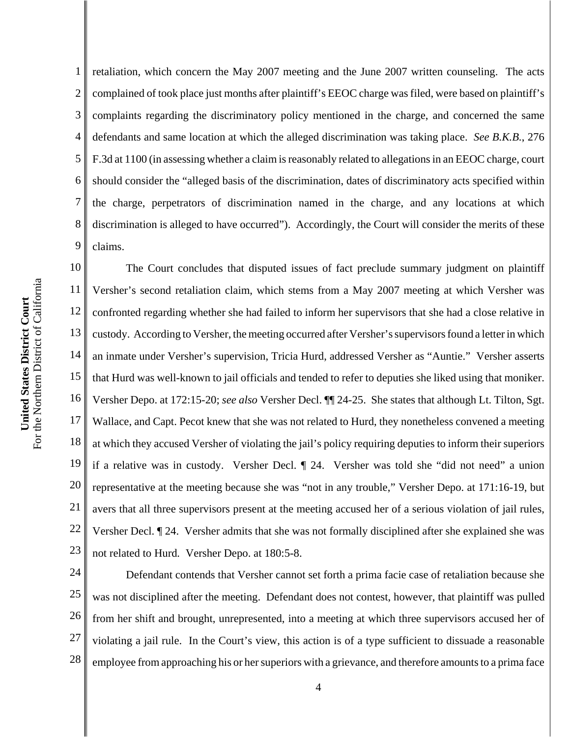retaliation, which concern the May 2007 meeting and the June 2007 written counseling. The acts complained of took place just months after plaintiff's EEOC charge was filed, were based on plaintiff's complaints regarding the discriminatory policy mentioned in the charge, and concerned the same defendants and same location at which the alleged discrimination was taking place. *See B.K.B.*, 276 F.3d at 1100 (in assessing whether a claim is reasonably related to allegations in an EEOC charge, court should consider the "alleged basis of the discrimination, dates of discriminatory acts specified within the charge, perpetrators of discrimination named in the charge, and any locations at which discrimination is alleged to have occurred"). Accordingly, the Court will consider the merits of these claims.

The Court concludes that disputed issues of fact preclude summary judgment on plaintiff Versher's second retaliation claim, which stems from a May 2007 meeting at which Versher was confronted regarding whether she had failed to inform her supervisors that she had a close relative in custody. According to Versher, the meeting occurred after Versher's supervisors found a letter in which an inmate under Versher's supervision, Tricia Hurd, addressed Versher as "Auntie." Versher asserts that Hurd was well-known to jail officials and tended to refer to deputies she liked using that moniker. Versher Depo. at 172:15-20; *see also* Versher Decl. ¶¶ 24-25. She states that although Lt. Tilton, Sgt. Wallace, and Capt. Pecot knew that she was not related to Hurd, they nonetheless convened a meeting at which they accused Versher of violating the jail's policy requiring deputies to inform their superiors if a relative was in custody. Versher Decl. ¶ 24. Versher was told she "did not need" a union representative at the meeting because she was "not in any trouble," Versher Depo. at 171:16-19, but avers that all three supervisors present at the meeting accused her of a serious violation of jail rules, Versher Decl. ¶ 24. Versher admits that she was not formally disciplined after she explained she was not related to Hurd. Versher Depo. at 180:5-8.

Defendant contends that Versher cannot set forth a prima facie case of retaliation because she was not disciplined after the meeting. Defendant does not contest, however, that plaintiff was pulled from her shift and brought, unrepresented, into a meeting at which three supervisors accused her of violating a jail rule. In the Court's view, this action is of a type sufficient to dissuade a reasonable employee from approaching his or her superiors with a grievance, and therefore amounts to a prima face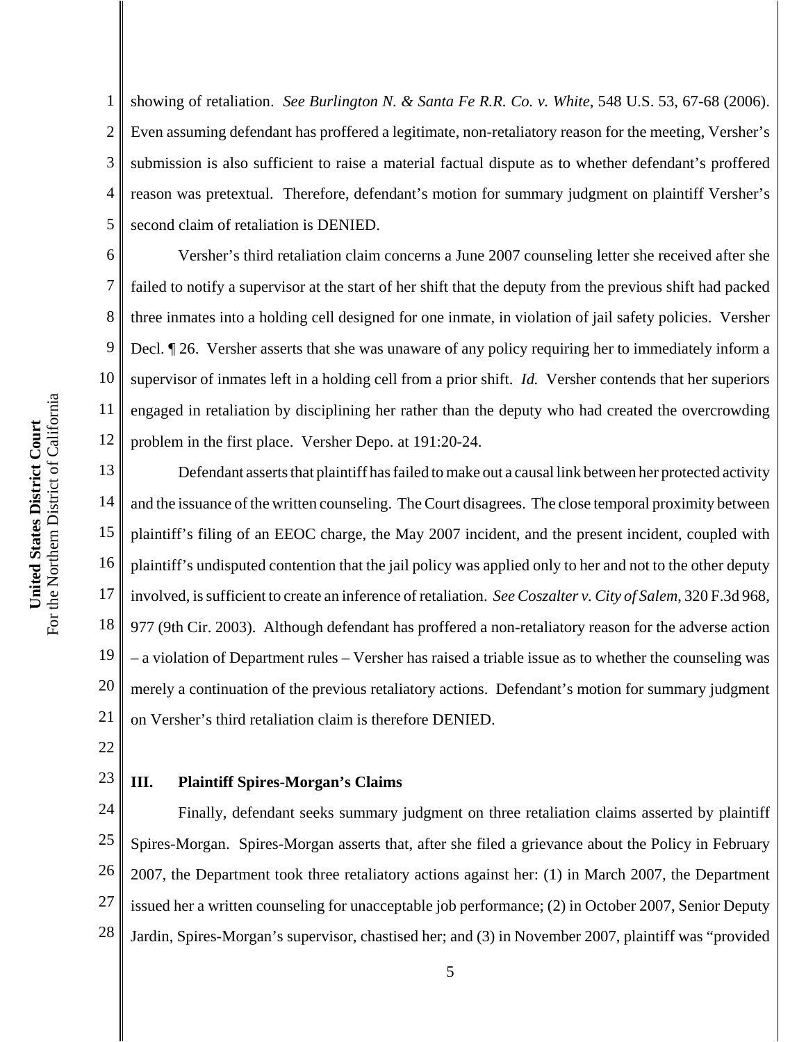showing of retaliation. *See Burlington N. & Santa Fe R.R. Co. v. White*, 548 U.S. 53, 67-68 (2006). Even assuming defendant has proffered a legitimate, non-retaliatory reason for the meeting, Versher's submission is also sufficient to raise a material factual dispute as to whether defendant's proffered reason was pretextual. Therefore, defendant's motion for summary judgment on plaintiff Versher's second claim of retaliation is DENIED.

Versher's third retaliation claim concerns a June 2007 counseling letter she received after she failed to notify a supervisor at the start of her shift that the deputy from the previous shift had packed three inmates into a holding cell designed for one inmate, in violation of jail safety policies. Versher Decl. ¶ 26. Versher asserts that she was unaware of any policy requiring her to immediately inform a supervisor of inmates left in a holding cell from a prior shift. *Id.* Versher contends that her superiors engaged in retaliation by disciplining her rather than the deputy who had created the overcrowding problem in the first place. Versher Depo. at 191:20-24.

Defendant asserts that plaintiff has failed to make out a causal link between her protected activity and the issuance of the written counseling. The Court disagrees. The close temporal proximity between plaintiff's filing of an EEOC charge, the May 2007 incident, and the present incident, coupled with plaintiff's undisputed contention that the jail policy was applied only to her and not to the other deputy involved, is sufficient to create an inference of retaliation. *See Coszalter v. City of Salem*, 320 F.3d 968, 977 (9th Cir. 2003). Although defendant has proffered a non-retaliatory reason for the adverse action – a violation of Department rules – Versher has raised a triable issue as to whether the counseling was merely a continuation of the previous retaliatory actions. Defendant's motion for summary judgment on Versher's third retaliation claim is therefore DENIED.

## III. Plaintiff Spires-Morgan's Claims

Finally, defendant seeks summary judgment on three retaliation claims asserted by plaintiff Spires-Morgan. Spires-Morgan asserts that, after she filed a grievance about the Policy in February 2007, the Department took three retaliatory actions against her: (1) in March 2007, the Department issued her a written counseling for unacceptable job performance; (2) in October 2007, Senior Deputy Jardin, Spires-Morgan's supervisor, chastised her; and (3) in November 2007, plaintiff was "provided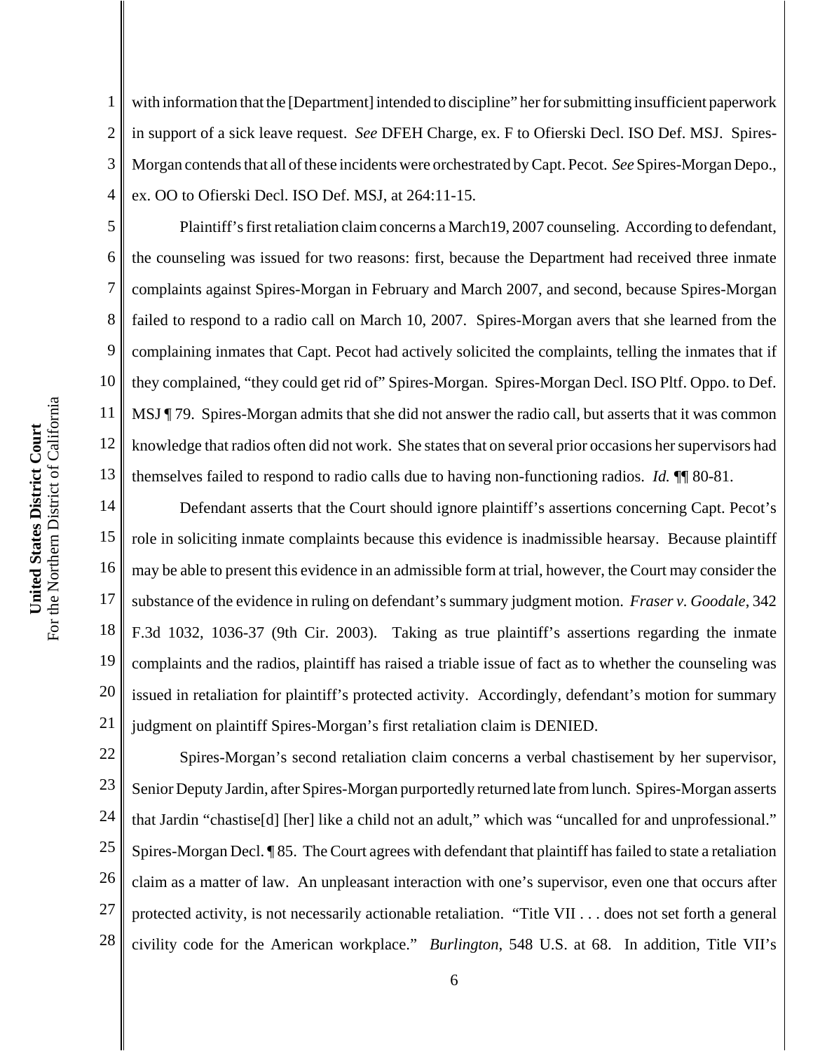with information that the [Department] intended to discipline" her for submitting insufficient paperwork in support of a sick leave request. *See* DFEH Charge, ex. F to Ofierski Decl. ISO Def. MSJ. Spires-Morgan contends that all of these incidents were orchestrated by Capt. Pecot. *See* Spires-Morgan Depo., ex. OO to Ofierski Decl. ISO Def. MSJ, at 264:11-15.

Plaintiff's first retaliation claim concerns a March19, 2007 counseling. According to defendant, the counseling was issued for two reasons: first, because the Department had received three inmate complaints against Spires-Morgan in February and March 2007, and second, because Spires-Morgan failed to respond to a radio call on March 10, 2007. Spires-Morgan avers that she learned from the complaining inmates that Capt. Pecot had actively solicited the complaints, telling the inmates that if they complained, "they could get rid of" Spires-Morgan. Spires-Morgan Decl. ISO Pltf. Oppo. to Def. MSJ ¶ 79. Spires-Morgan admits that she did not answer the radio call, but asserts that it was common knowledge that radios often did not work. She states that on several prior occasions her supervisors had themselves failed to respond to radio calls due to having non-functioning radios. *Id.* ¶¶ 80-81.

Defendant asserts that the Court should ignore plaintiff's assertions concerning Capt. Pecot's role in soliciting inmate complaints because this evidence is inadmissible hearsay. Because plaintiff may be able to present this evidence in an admissible form at trial, however, the Court may consider the substance of the evidence in ruling on defendant's summary judgment motion. *Fraser v. Goodale*, 342 F.3d 1032, 1036-37 (9th Cir. 2003). Taking as true plaintiff's assertions regarding the inmate complaints and the radios, plaintiff has raised a triable issue of fact as to whether the counseling was issued in retaliation for plaintiff's protected activity. Accordingly, defendant's motion for summary judgment on plaintiff Spires-Morgan's first retaliation claim is DENIED.

Spires-Morgan's second retaliation claim concerns a verbal chastisement by her supervisor, Senior Deputy Jardin, after Spires-Morgan purportedly returned late from lunch. Spires-Morgan asserts that Jardin "chastise[d] [her] like a child not an adult," which was "uncalled for and unprofessional." Spires-Morgan Decl. ¶ 85. The Court agrees with defendant that plaintiff has failed to state a retaliation claim as a matter of law. An unpleasant interaction with one's supervisor, even one that occurs after protected activity, is not necessarily actionable retaliation. "Title VII . . . does not set forth a general civility code for the American workplace." *Burlington*, 548 U.S. at 68. In addition, Title VII's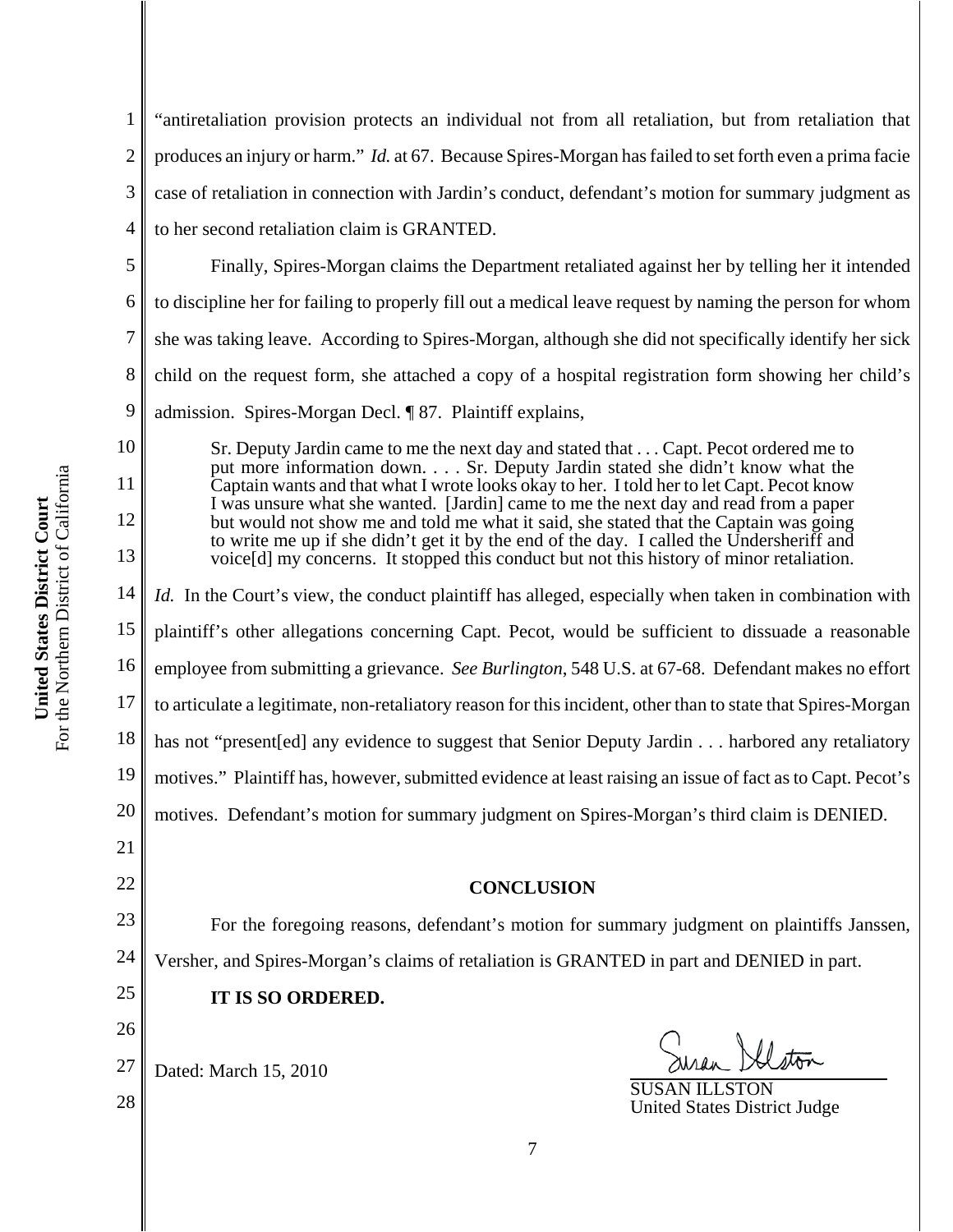"antiretaliation provision protects an individual not from all retaliation, but from retaliation that produces an injury or harm." *Id.* at 67. Because Spires-Morgan has failed to set forth even a prima facie case of retaliation in connection with Jardin's conduct, defendant's motion for summary judgment as to her second retaliation claim is GRANTED.

Finally, Spires-Morgan claims the Department retaliated against her by telling her it intended to discipline her for failing to properly fill out a medical leave request by naming the person for whom she was taking leave. According to Spires-Morgan, although she did not specifically identify her sick child on the request form, she attached a copy of a hospital registration form showing her child's admission. Spires-Morgan Decl. ¶ 87. Plaintiff explains,

> Sr. Deputy Jardin came to me the next day and stated that . . . Capt. Pecot ordered me to put more information down. . . . Sr. Deputy Jardin stated she didn't know what the Captain wants and that what I wrote looks okay to her. I told her to let Capt. Pecot know I was unsure what she wanted. [Jardin] came to me the next day and read from a paper but would not show me and told me what it said, she stated that the Captain was going to write me up if she didn't get it by the end of the day. I called the Undersheriff and voice[d] my concerns. It stopped this conduct but not this history of minor retaliation.

*Id.* In the Court's view, the conduct plaintiff has alleged, especially when taken in combination with plaintiff's other allegations concerning Capt. Pecot, would be sufficient to dissuade a reasonable employee from submitting a grievance. *See Burlington*, 548 U.S. at 67-68. Defendant makes no effort to articulate a legitimate, non-retaliatory reason for this incident, other than to state that Spires-Morgan has not "present[ed] any evidence to suggest that Senior Deputy Jardin . . . harbored any retaliatory motives." Plaintiff has, however, submitted evidence at least raising an issue of fact as to Capt. Pecot's motives. Defendant's motion for summary judgment on Spires-Morgan's third claim is DENIED.

## CONCLUSION

For the foregoing reasons, defendant's motion for summary judgment on plaintiffs Janssen, Versher, and Spires-Morgan's claims of retaliation is GRANTED in part and DENIED in part.

**IT IS SO ORDERED.**

Dated: March 15, 2010

SUSAN ILLSTON
United States District Judge